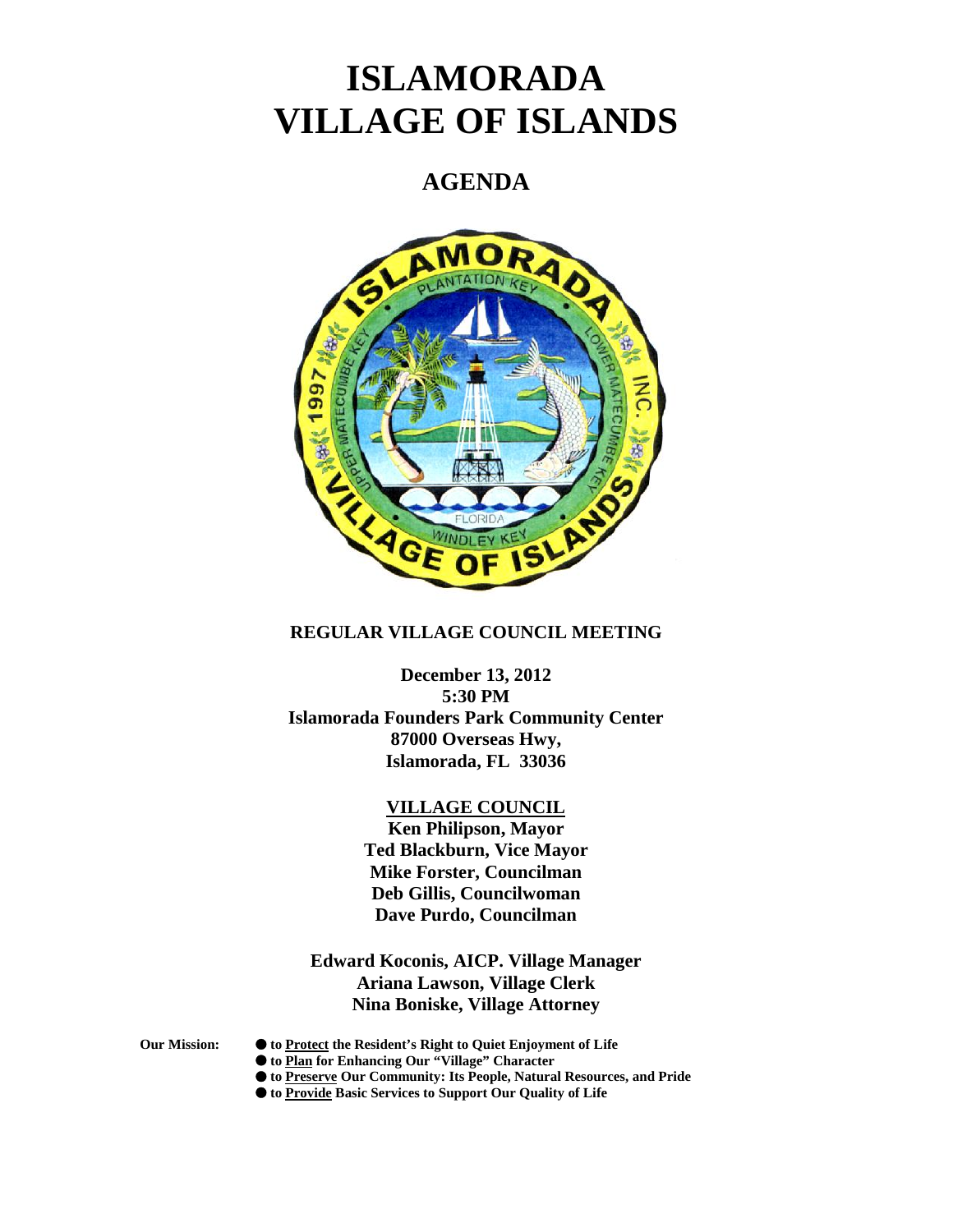# ISLAMORADA VILLAGE OF ISLANDS

## AGENDA

### REGULAR VILLAGE COUNCIL MEETING

**December 13, 2012**
**5:30 PM**
**Islamorada Founders Park Community Center**
**87000 Overseas Hwy,**
**Islamorada, FL 33036**

**VILLAGE COUNCIL**

**Ken Philipson, Mayor**
**Ted Blackburn, Vice Mayor**
**Mike Forster, Councilman**
**Deb Gillis, Councilwoman**
**Dave Purdo, Councilman**

**Edward Koconis, AICP. Village Manager**
**Ariana Lawson, Village Clerk**
**Nina Boniske, Village Attorney**

**Our Mission:**

- **to Protect the Resident's Right to Quiet Enjoyment of Life**
- **to Plan for Enhancing Our "Village" Character**
- **to Preserve Our Community: Its People, Natural Resources, and Pride**
- **to Provide Basic Services to Support Our Quality of Life**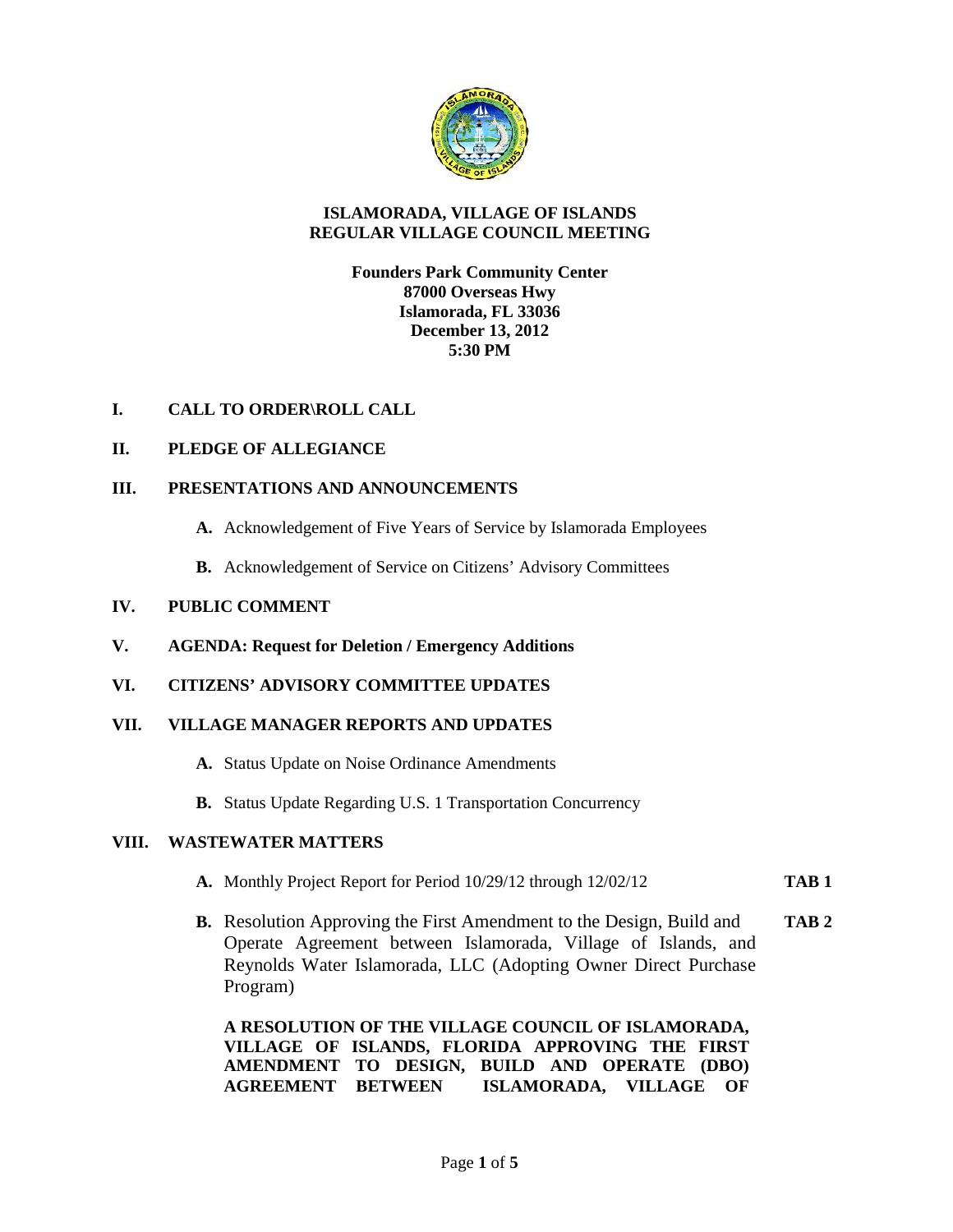# ISLAMORADA, VILLAGE OF ISLANDS
## REGULAR VILLAGE COUNCIL MEETING

**Founders Park Community Center**
**87000 Overseas Hwy**
**Islamorada, FL 33036**
**December 13, 2012**
**5:30 PM**

**I. CALL TO ORDER\ROLL CALL**

**II. PLEDGE OF ALLEGIANCE**

**III. PRESENTATIONS AND ANNOUNCEMENTS**

- **A.** Acknowledgement of Five Years of Service by Islamorada Employees
- **B.** Acknowledgement of Service on Citizens' Advisory Committees

**IV. PUBLIC COMMENT**

**V. AGENDA: Request for Deletion / Emergency Additions**

**VI. CITIZENS' ADVISORY COMMITTEE UPDATES**

**VII. VILLAGE MANAGER REPORTS AND UPDATES**

- **A.** Status Update on Noise Ordinance Amendments
- **B.** Status Update Regarding U.S. 1 Transportation Concurrency

**VIII. WASTEWATER MATTERS**

- **A.** Monthly Project Report for Period 10/29/12 through 12/02/12 **TAB 1**
- **B.** Resolution Approving the First Amendment to the Design, Build and Operate Agreement between Islamorada, Village of Islands, and Reynolds Water Islamorada, LLC (Adopting Owner Direct Purchase Program) **TAB 2**

  **A RESOLUTION OF THE VILLAGE COUNCIL OF ISLAMORADA, VILLAGE OF ISLANDS, FLORIDA APPROVING THE FIRST AMENDMENT TO DESIGN, BUILD AND OPERATE (DBO) AGREEMENT BETWEEN ISLAMORADA, VILLAGE OF**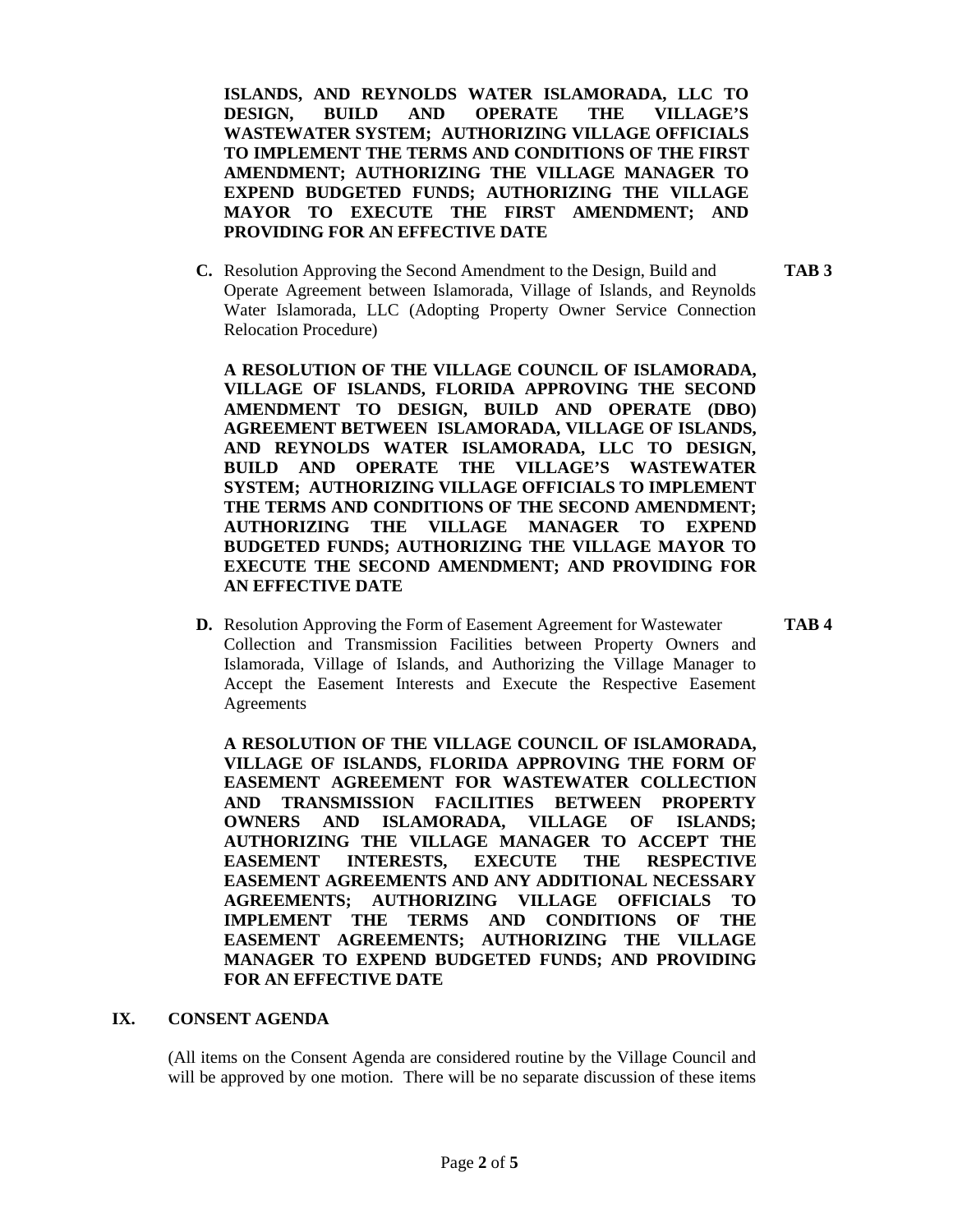**ISLANDS, AND REYNOLDS WATER ISLAMORADA, LLC TO DESIGN, BUILD AND OPERATE THE VILLAGE'S WASTEWATER SYSTEM; AUTHORIZING VILLAGE OFFICIALS TO IMPLEMENT THE TERMS AND CONDITIONS OF THE FIRST AMENDMENT; AUTHORIZING THE VILLAGE MANAGER TO EXPEND BUDGETED FUNDS; AUTHORIZING THE VILLAGE MAYOR TO EXECUTE THE FIRST AMENDMENT; AND PROVIDING FOR AN EFFECTIVE DATE**

**C.** Resolution Approving the Second Amendment to the Design, Build and Operate Agreement between Islamorada, Village of Islands, and Reynolds Water Islamorada, LLC (Adopting Property Owner Service Connection Relocation Procedure) **TAB 3**

**A RESOLUTION OF THE VILLAGE COUNCIL OF ISLAMORADA, VILLAGE OF ISLANDS, FLORIDA APPROVING THE SECOND AMENDMENT TO DESIGN, BUILD AND OPERATE (DBO) AGREEMENT BETWEEN ISLAMORADA, VILLAGE OF ISLANDS, AND REYNOLDS WATER ISLAMORADA, LLC TO DESIGN, BUILD AND OPERATE THE VILLAGE'S WASTEWATER SYSTEM; AUTHORIZING VILLAGE OFFICIALS TO IMPLEMENT THE TERMS AND CONDITIONS OF THE SECOND AMENDMENT; AUTHORIZING THE VILLAGE MANAGER TO EXPEND BUDGETED FUNDS; AUTHORIZING THE VILLAGE MAYOR TO EXECUTE THE SECOND AMENDMENT; AND PROVIDING FOR AN EFFECTIVE DATE**

**D.** Resolution Approving the Form of Easement Agreement for Wastewater Collection and Transmission Facilities between Property Owners and Islamorada, Village of Islands, and Authorizing the Village Manager to Accept the Easement Interests and Execute the Respective Easement Agreements **TAB 4**

**A RESOLUTION OF THE VILLAGE COUNCIL OF ISLAMORADA, VILLAGE OF ISLANDS, FLORIDA APPROVING THE FORM OF EASEMENT AGREEMENT FOR WASTEWATER COLLECTION AND TRANSMISSION FACILITIES BETWEEN PROPERTY OWNERS AND ISLAMORADA, VILLAGE OF ISLANDS; AUTHORIZING THE VILLAGE MANAGER TO ACCEPT THE EASEMENT INTERESTS, EXECUTE THE RESPECTIVE EASEMENT AGREEMENTS AND ANY ADDITIONAL NECESSARY AGREEMENTS; AUTHORIZING VILLAGE OFFICIALS TO IMPLEMENT THE TERMS AND CONDITIONS OF THE EASEMENT AGREEMENTS; AUTHORIZING THE VILLAGE MANAGER TO EXPEND BUDGETED FUNDS; AND PROVIDING FOR AN EFFECTIVE DATE**

## IX. CONSENT AGENDA

(All items on the Consent Agenda are considered routine by the Village Council and will be approved by one motion. There will be no separate discussion of these items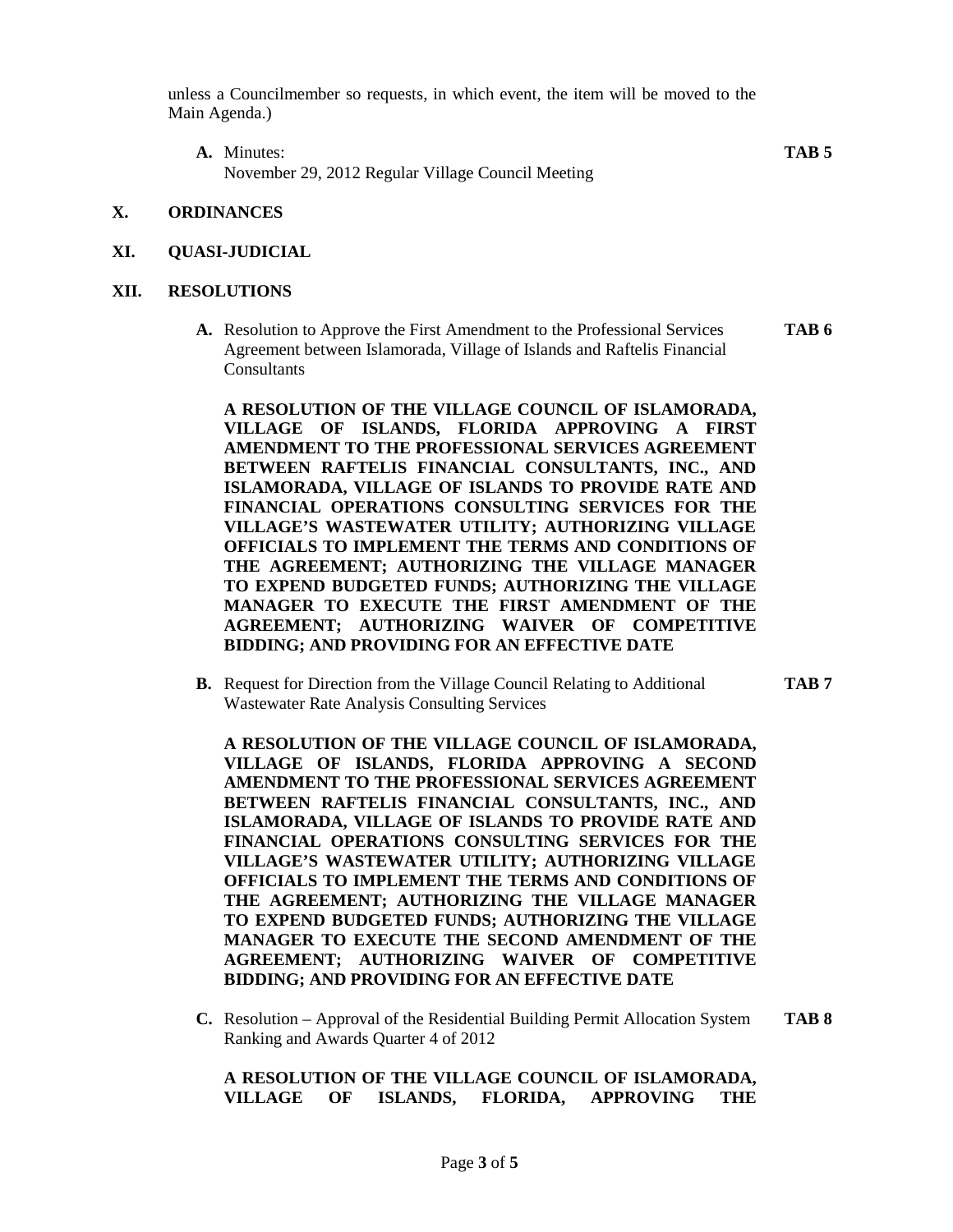unless a Councilmember so requests, in which event, the item will be moved to the Main Agenda.)

**A.** Minutes: **TAB 5**
November 29, 2012 Regular Village Council Meeting

## X. ORDINANCES

## XI. QUASI-JUDICIAL

## XII. RESOLUTIONS

**A.** Resolution to Approve the First Amendment to the Professional Services Agreement between Islamorada, Village of Islands and Raftelis Financial Consultants **TAB 6**

**A RESOLUTION OF THE VILLAGE COUNCIL OF ISLAMORADA, VILLAGE OF ISLANDS, FLORIDA APPROVING A FIRST AMENDMENT TO THE PROFESSIONAL SERVICES AGREEMENT BETWEEN RAFTELIS FINANCIAL CONSULTANTS, INC., AND ISLAMORADA, VILLAGE OF ISLANDS TO PROVIDE RATE AND FINANCIAL OPERATIONS CONSULTING SERVICES FOR THE VILLAGE'S WASTEWATER UTILITY; AUTHORIZING VILLAGE OFFICIALS TO IMPLEMENT THE TERMS AND CONDITIONS OF THE AGREEMENT; AUTHORIZING THE VILLAGE MANAGER TO EXPEND BUDGETED FUNDS; AUTHORIZING THE VILLAGE MANAGER TO EXECUTE THE FIRST AMENDMENT OF THE AGREEMENT; AUTHORIZING WAIVER OF COMPETITIVE BIDDING; AND PROVIDING FOR AN EFFECTIVE DATE**

**B.** Request for Direction from the Village Council Relating to Additional Wastewater Rate Analysis Consulting Services **TAB 7**

**A RESOLUTION OF THE VILLAGE COUNCIL OF ISLAMORADA, VILLAGE OF ISLANDS, FLORIDA APPROVING A SECOND AMENDMENT TO THE PROFESSIONAL SERVICES AGREEMENT BETWEEN RAFTELIS FINANCIAL CONSULTANTS, INC., AND ISLAMORADA, VILLAGE OF ISLANDS TO PROVIDE RATE AND FINANCIAL OPERATIONS CONSULTING SERVICES FOR THE VILLAGE'S WASTEWATER UTILITY; AUTHORIZING VILLAGE OFFICIALS TO IMPLEMENT THE TERMS AND CONDITIONS OF THE AGREEMENT; AUTHORIZING THE VILLAGE MANAGER TO EXPEND BUDGETED FUNDS; AUTHORIZING THE VILLAGE MANAGER TO EXECUTE THE SECOND AMENDMENT OF THE AGREEMENT; AUTHORIZING WAIVER OF COMPETITIVE BIDDING; AND PROVIDING FOR AN EFFECTIVE DATE**

**C.** Resolution – Approval of the Residential Building Permit Allocation System Ranking and Awards Quarter 4 of 2012 **TAB 8**

**A RESOLUTION OF THE VILLAGE COUNCIL OF ISLAMORADA, VILLAGE OF ISLANDS, FLORIDA, APPROVING THE**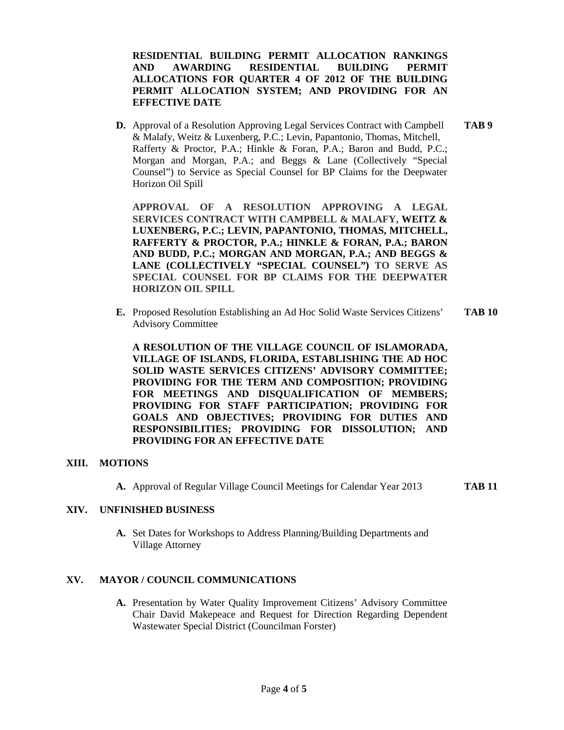**RESIDENTIAL BUILDING PERMIT ALLOCATION RANKINGS AND AWARDING RESIDENTIAL BUILDING PERMIT ALLOCATIONS FOR QUARTER 4 OF 2012 OF THE BUILDING PERMIT ALLOCATION SYSTEM; AND PROVIDING FOR AN EFFECTIVE DATE**

**D.** Approval of a Resolution Approving Legal Services Contract with Campbell & Malafy, Weitz & Luxenberg, P.C.; Levin, Papantonio, Thomas, Mitchell, Rafferty & Proctor, P.A.; Hinkle & Foran, P.A.; Baron and Budd, P.C.; Morgan and Morgan, P.A.; and Beggs & Lane (Collectively "Special Counsel") to Service as Special Counsel for BP Claims for the Deepwater Horizon Oil Spill **TAB 9**

**APPROVAL OF A RESOLUTION APPROVING A LEGAL SERVICES CONTRACT WITH CAMPBELL & MALAFY, WEITZ & LUXENBERG, P.C.; LEVIN, PAPANTONIO, THOMAS, MITCHELL, RAFFERTY & PROCTOR, P.A.; HINKLE & FORAN, P.A.; BARON AND BUDD, P.C.; MORGAN AND MORGAN, P.A.; AND BEGGS & LANE (COLLECTIVELY "SPECIAL COUNSEL") TO SERVE AS SPECIAL COUNSEL FOR BP CLAIMS FOR THE DEEPWATER HORIZON OIL SPILL**

**E.** Proposed Resolution Establishing an Ad Hoc Solid Waste Services Citizens' Advisory Committee **TAB 10**

**A RESOLUTION OF THE VILLAGE COUNCIL OF ISLAMORADA, VILLAGE OF ISLANDS, FLORIDA, ESTABLISHING THE AD HOC SOLID WASTE SERVICES CITIZENS' ADVISORY COMMITTEE; PROVIDING FOR THE TERM AND COMPOSITION; PROVIDING FOR MEETINGS AND DISQUALIFICATION OF MEMBERS; PROVIDING FOR STAFF PARTICIPATION; PROVIDING FOR GOALS AND OBJECTIVES; PROVIDING FOR DUTIES AND RESPONSIBILITIES; PROVIDING FOR DISSOLUTION; AND PROVIDING FOR AN EFFECTIVE DATE**

## XIII. MOTIONS

**A.** Approval of Regular Village Council Meetings for Calendar Year 2013 **TAB 11**

## XIV. UNFINISHED BUSINESS

**A.** Set Dates for Workshops to Address Planning/Building Departments and Village Attorney

## XV. MAYOR / COUNCIL COMMUNICATIONS

**A.** Presentation by Water Quality Improvement Citizens' Advisory Committee Chair David Makepeace and Request for Direction Regarding Dependent Wastewater Special District (Councilman Forster)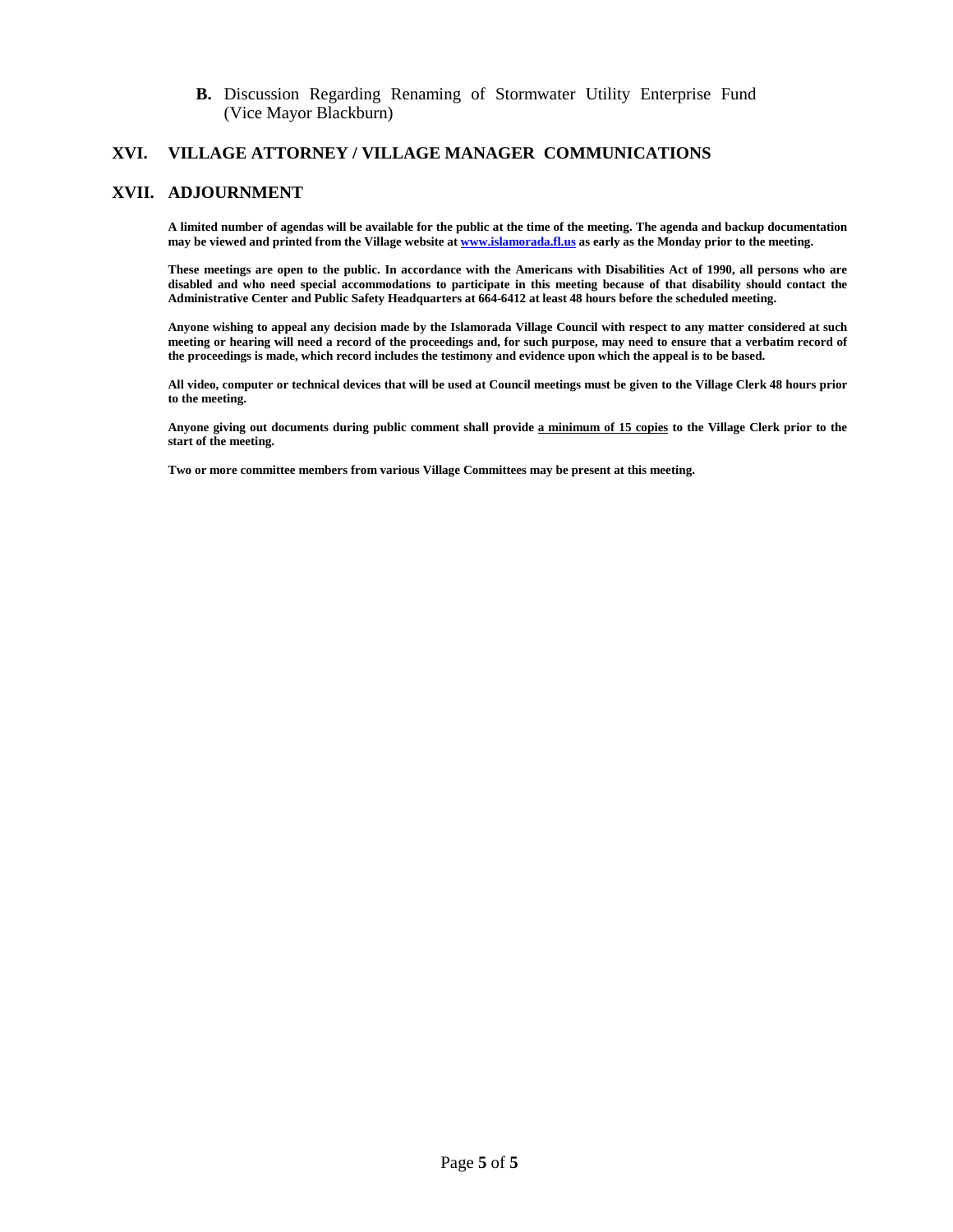**B.** Discussion Regarding Renaming of Stormwater Utility Enterprise Fund (Vice Mayor Blackburn)

## XVI. VILLAGE ATTORNEY / VILLAGE MANAGER COMMUNICATIONS

## XVII. ADJOURNMENT

**A limited number of agendas will be available for the public at the time of the meeting. The agenda and backup documentation may be viewed and printed from the Village website at [www.islamorada.fl.us](http://www.islamorada.fl.us) as early as the Monday prior to the meeting.**

**These meetings are open to the public. In accordance with the Americans with Disabilities Act of 1990, all persons who are disabled and who need special accommodations to participate in this meeting because of that disability should contact the Administrative Center and Public Safety Headquarters at 664-6412 at least 48 hours before the scheduled meeting.**

**Anyone wishing to appeal any decision made by the Islamorada Village Council with respect to any matter considered at such meeting or hearing will need a record of the proceedings and, for such purpose, may need to ensure that a verbatim record of the proceedings is made, which record includes the testimony and evidence upon which the appeal is to be based.**

**All video, computer or technical devices that will be used at Council meetings must be given to the Village Clerk 48 hours prior to the meeting.**

**Anyone giving out documents during public comment shall provide a minimum of 15 copies to the Village Clerk prior to the start of the meeting.**

**Two or more committee members from various Village Committees may be present at this meeting.**